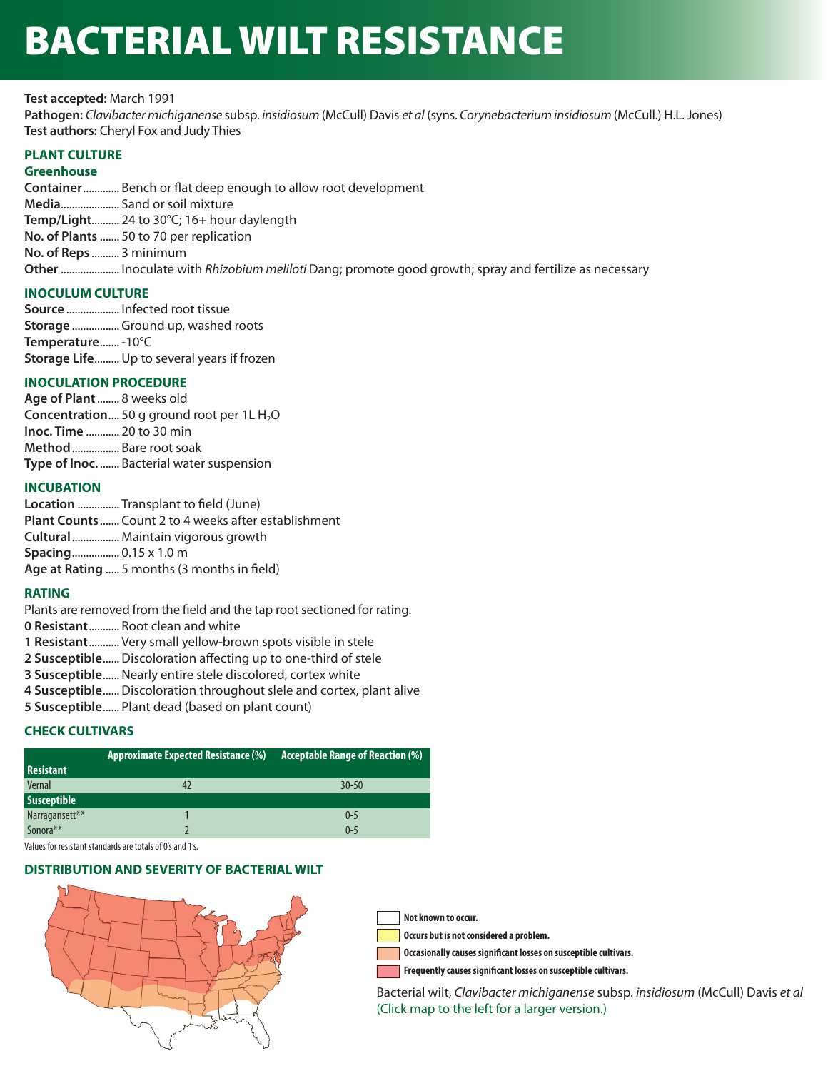# BACTERIAL WILT RESISTANCE

**Test accepted:** March 1991
**Pathogen:** *Clavibacter michiganense* subsp. *insidiosum* (McCull) Davis *et al* (syns. *Corynebacterium insidiosum* (McCull.) H.L. Jones)
**Test authors:** Cheryl Fox and Judy Thies

## PLANT CULTURE

### Greenhouse

**Container**............. Bench or flat deep enough to allow root development
**Media**..................... Sand or soil mixture
**Temp/Light**.......... 24 to 30°C; 16+ hour daylength
**No. of Plants** ....... 50 to 70 per replication
**No. of Reps** .......... 3 minimum
**Other** ..................... Inoculate with *Rhizobium meliloti* Dang; promote good growth; spray and fertilize as necessary

## INOCULUM CULTURE

**Source** ................... Infected root tissue
**Storage** ................. Ground up, washed roots
**Temperature**....... -10°C
**Storage Life**......... Up to several years if frozen

## INOCULATION PROCEDURE

**Age of Plant** ........ 8 weeks old
**Concentration**.... 50 g ground root per 1L $H_2O$
**Inoc. Time** ............ 20 to 30 min
**Method**................. Bare root soak
**Type of Inoc.** ....... Bacterial water suspension

## INCUBATION

**Location** ............... Transplant to field (June)
**Plant Counts**....... Count 2 to 4 weeks after establishment
**Cultural**................. Maintain vigorous growth
**Spacing**................. 0.15 x 1.0 m
**Age at Rating** ..... 5 months (3 months in field)

## RATING

Plants are removed from the field and the tap root sectioned for rating.

**0 Resistant**........... Root clean and white
**1 Resistant**........... Very small yellow-brown spots visible in stele
**2 Susceptible**...... Discoloration affecting up to one-third of stele
**3 Susceptible**...... Nearly entire stele discolored, cortex white
**4 Susceptible**...... Discoloration throughout slele and cortex, plant alive
**5 Susceptible**...... Plant dead (based on plant count)

## CHECK CULTIVARS

| | Approximate Expected Resistance (%) | Acceptable Range of Reaction (%) |
|---|---|---|
| **Resistant** | | |
| Vernal | 42 | 30-50 |
| **Susceptible** | | |
| Narragansett** | 1 | 0-5 |
| Sonora** | 2 | 0-5 |

Values for resistant standards are totals of 0's and 1's.

## DISTRIBUTION AND SEVERITY OF BACTERIAL WILT

- Not known to occur.
- Occurs but is not considered a problem.
- Occasionally causes significant losses on susceptible cultivars.
- Frequently causes significant losses on susceptible cultivars.

Bacterial wilt, *Clavibacter michiganense* subsp. *insidiosum* (McCull) Davis *et al*
(Click map to the left for a larger version.)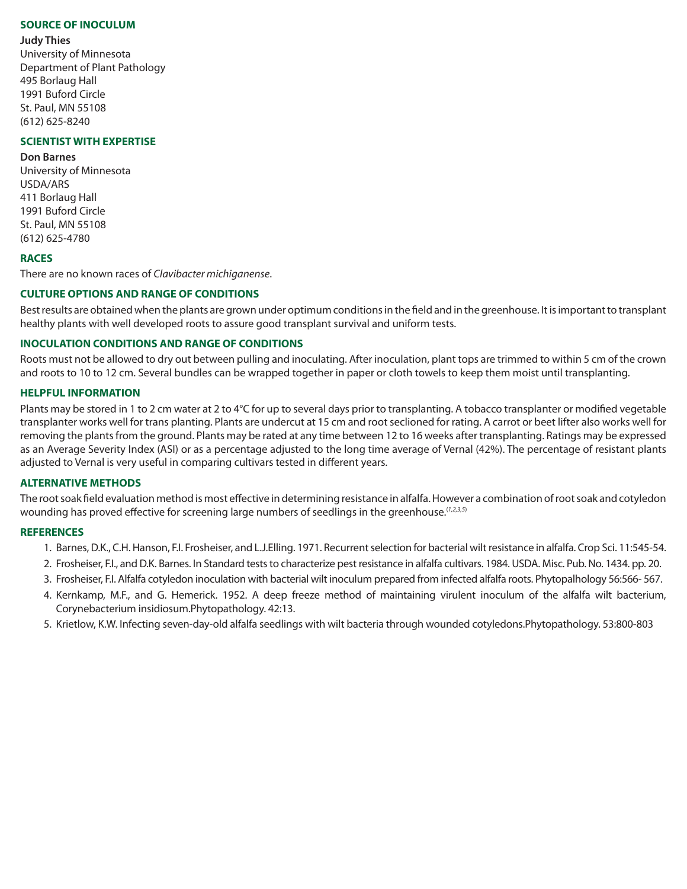## SOURCE OF INOCULUM

**Judy Thies**
University of Minnesota
Department of Plant Pathology
495 Borlaug Hall
1991 Buford Circle
St. Paul, MN 55108
(612) 625-8240

## SCIENTIST WITH EXPERTISE

**Don Barnes**
University of Minnesota
USDA/ARS
411 Borlaug Hall
1991 Buford Circle
St. Paul, MN 55108
(612) 625-4780

## RACES

There are no known races of *Clavibacter michiganense*.

## CULTURE OPTIONS AND RANGE OF CONDITIONS

Best results are obtained when the plants are grown under optimum conditions in the field and in the greenhouse. It is important to transplant healthy plants with well developed roots to assure good transplant survival and uniform tests.

## INOCULATION CONDITIONS AND RANGE OF CONDITIONS

Roots must not be allowed to dry out between pulling and inoculating. After inoculation, plant tops are trimmed to within 5 cm of the crown and roots to 10 to 12 cm. Several bundles can be wrapped together in paper or cloth towels to keep them moist until transplanting.

## HELPFUL INFORMATION

Plants may be stored in 1 to 2 cm water at 2 to 4°C for up to several days prior to transplanting. A tobacco transplanter or modified vegetable transplanter works well for trans planting. Plants are undercut at 15 cm and root seclioned for rating. A carrot or beet lifter also works well for removing the plants from the ground. Plants may be rated at any time between 12 to 16 weeks after transplanting. Ratings may be expressed as an Average Severity Index (ASI) or as a percentage adjusted to the long time average of Vernal (42%). The percentage of resistant plants adjusted to Vernal is very useful in comparing cultivars tested in different years.

## ALTERNATIVE METHODS

The root soak field evaluation method is most effective in determining resistance in alfalfa. However a combination of root soak and cotyledon wounding has proved effective for screening large numbers of seedlings in the greenhouse.[1,2,3,5]

## REFERENCES

1. Barnes, D.K., C.H. Hanson, F.I. Frosheiser, and L.J.Elling. 1971. Recurrent selection for bacterial wilt resistance in alfalfa. Crop Sci. 11:545-54.
2. Frosheiser, F.I., and D.K. Barnes. In Standard tests to characterize pest resistance in alfalfa cultivars. 1984. USDA. Misc. Pub. No. 1434. pp. 20.
3. Frosheiser, F.I. Alfalfa cotyledon inoculation with bacterial wilt inoculum prepared from infected alfalfa roots. Phytopalhology 56:566- 567.
4. Kernkamp, M.F., and G. Hemerick. 1952. A deep freeze method of maintaining virulent inoculum of the alfalfa wilt bacterium, Corynebacterium insidiosum.Phytopathology. 42:13.
5. Krietlow, K.W. Infecting seven-day-old alfalfa seedlings with wilt bacteria through wounded cotyledons.Phytopathology. 53:800-803